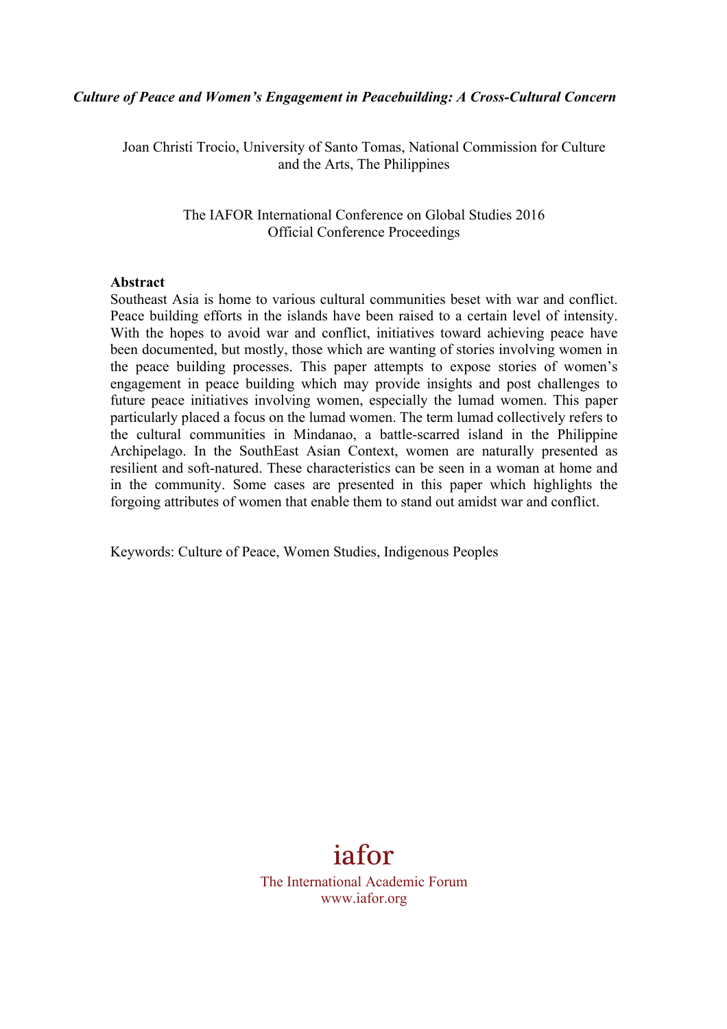***Culture of Peace and Women's Engagement in Peacebuilding: A Cross-Cultural Concern***

Joan Christi Trocio, University of Santo Tomas, National Commission for Culture and the Arts, The Philippines

The IAFOR International Conference on Global Studies 2016
Official Conference Proceedings

**Abstract**

Southeast Asia is home to various cultural communities beset with war and conflict. Peace building efforts in the islands have been raised to a certain level of intensity. With the hopes to avoid war and conflict, initiatives toward achieving peace have been documented, but mostly, those which are wanting of stories involving women in the peace building processes. This paper attempts to expose stories of women's engagement in peace building which may provide insights and post challenges to future peace initiatives involving women, especially the lumad women. This paper particularly placed a focus on the lumad women. The term lumad collectively refers to the cultural communities in Mindanao, a battle-scarred island in the Philippine Archipelago. In the SouthEast Asian Context, women are naturally presented as resilient and soft-natured. These characteristics can be seen in a woman at home and in the community. Some cases are presented in this paper which highlights the forgoing attributes of women that enable them to stand out amidst war and conflict.

Keywords: Culture of Peace, Women Studies, Indigenous Peoples

iafor
The International Academic Forum
www.iafor.org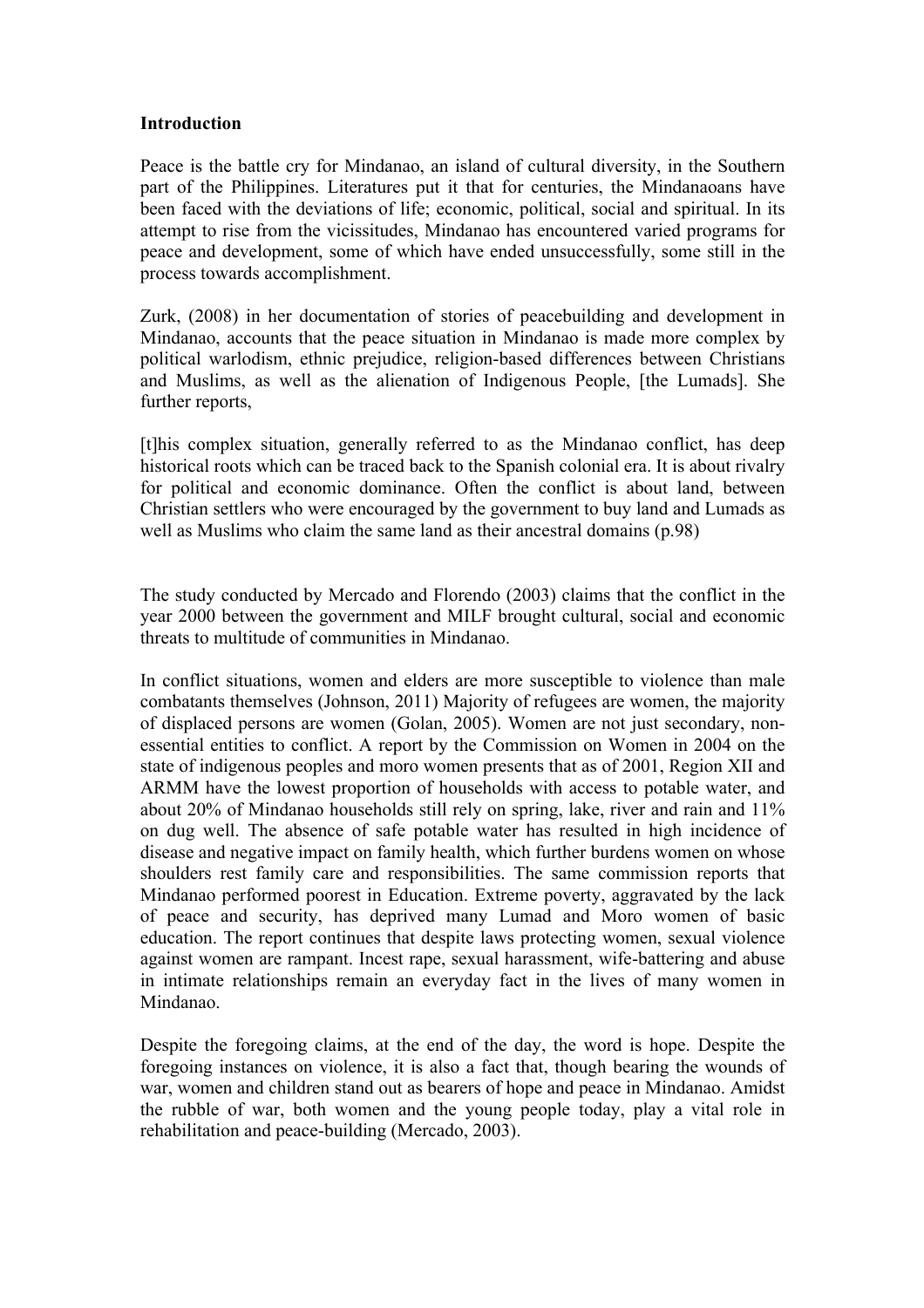**Introduction**

Peace is the battle cry for Mindanao, an island of cultural diversity, in the Southern part of the Philippines. Literatures put it that for centuries, the Mindanaoans have been faced with the deviations of life; economic, political, social and spiritual. In its attempt to rise from the vicissitudes, Mindanao has encountered varied programs for peace and development, some of which have ended unsuccessfully, some still in the process towards accomplishment.

Zurk, (2008) in her documentation of stories of peacebuilding and development in Mindanao, accounts that the peace situation in Mindanao is made more complex by political warlodism, ethnic prejudice, religion-based differences between Christians and Muslims, as well as the alienation of Indigenous People, [the Lumads]. She further reports,

[t]his complex situation, generally referred to as the Mindanao conflict, has deep historical roots which can be traced back to the Spanish colonial era. It is about rivalry for political and economic dominance. Often the conflict is about land, between Christian settlers who were encouraged by the government to buy land and Lumads as well as Muslims who claim the same land as their ancestral domains (p.98)

The study conducted by Mercado and Florendo (2003) claims that the conflict in the year 2000 between the government and MILF brought cultural, social and economic threats to multitude of communities in Mindanao.

In conflict situations, women and elders are more susceptible to violence than male combatants themselves (Johnson, 2011) Majority of refugees are women, the majority of displaced persons are women (Golan, 2005). Women are not just secondary, non-essential entities to conflict. A report by the Commission on Women in 2004 on the state of indigenous peoples and moro women presents that as of 2001, Region XII and ARMM have the lowest proportion of households with access to potable water, and about 20% of Mindanao households still rely on spring, lake, river and rain and 11% on dug well. The absence of safe potable water has resulted in high incidence of disease and negative impact on family health, which further burdens women on whose shoulders rest family care and responsibilities. The same commission reports that Mindanao performed poorest in Education. Extreme poverty, aggravated by the lack of peace and security, has deprived many Lumad and Moro women of basic education. The report continues that despite laws protecting women, sexual violence against women are rampant. Incest rape, sexual harassment, wife-battering and abuse in intimate relationships remain an everyday fact in the lives of many women in Mindanao.

Despite the foregoing claims, at the end of the day, the word is hope. Despite the foregoing instances on violence, it is also a fact that, though bearing the wounds of war, women and children stand out as bearers of hope and peace in Mindanao. Amidst the rubble of war, both women and the young people today, play a vital role in rehabilitation and peace-building (Mercado, 2003).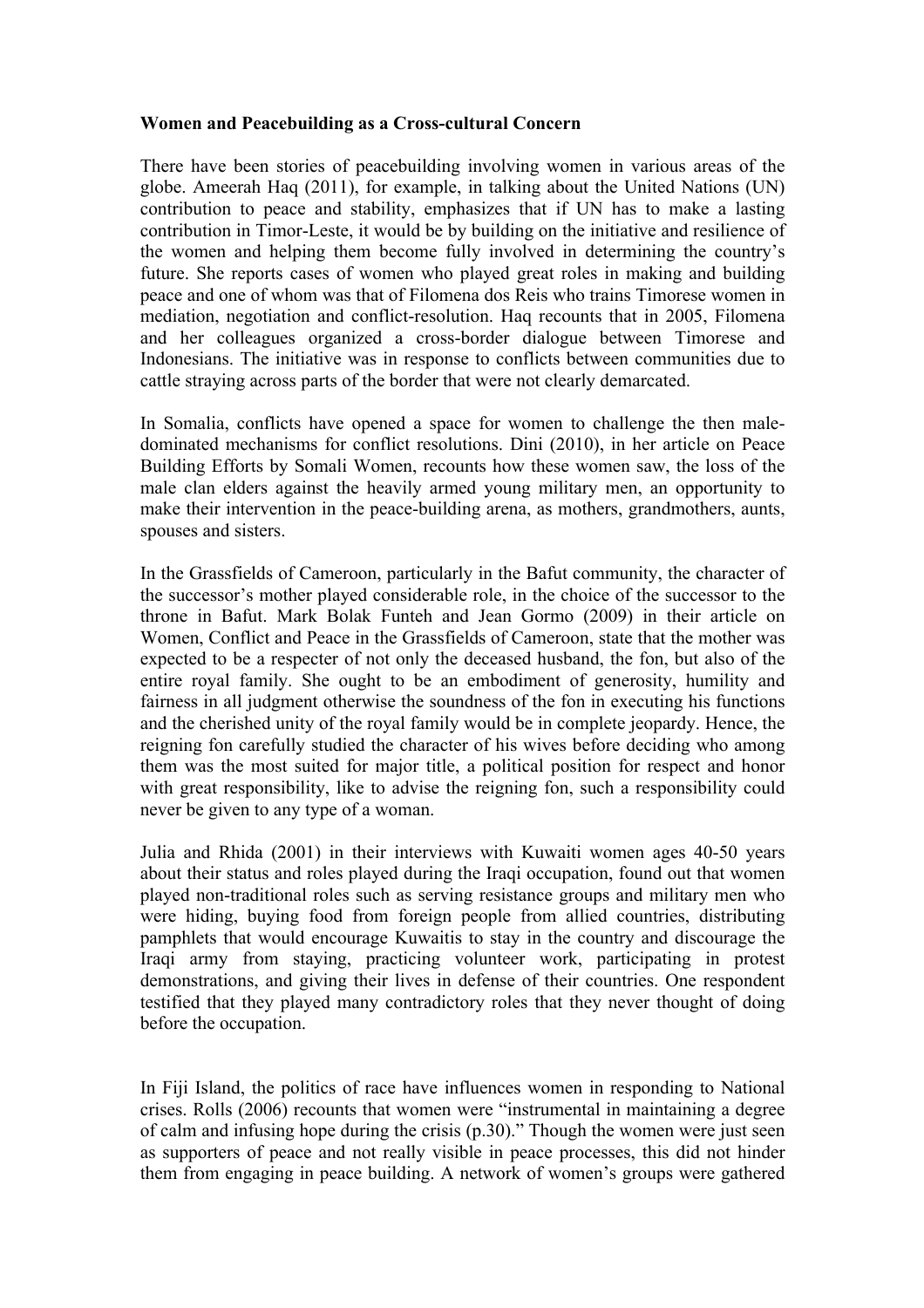**Women and Peacebuilding as a Cross-cultural Concern**

There have been stories of peacebuilding involving women in various areas of the globe. Ameerah Haq (2011), for example, in talking about the United Nations (UN) contribution to peace and stability, emphasizes that if UN has to make a lasting contribution in Timor-Leste, it would be by building on the initiative and resilience of the women and helping them become fully involved in determining the country's future. She reports cases of women who played great roles in making and building peace and one of whom was that of Filomena dos Reis who trains Timorese women in mediation, negotiation and conflict-resolution. Haq recounts that in 2005, Filomena and her colleagues organized a cross-border dialogue between Timorese and Indonesians. The initiative was in response to conflicts between communities due to cattle straying across parts of the border that were not clearly demarcated.

In Somalia, conflicts have opened a space for women to challenge the then male-dominated mechanisms for conflict resolutions. Dini (2010), in her article on Peace Building Efforts by Somali Women, recounts how these women saw, the loss of the male clan elders against the heavily armed young military men, an opportunity to make their intervention in the peace-building arena, as mothers, grandmothers, aunts, spouses and sisters.

In the Grassfields of Cameroon, particularly in the Bafut community, the character of the successor's mother played considerable role, in the choice of the successor to the throne in Bafut. Mark Bolak Funteh and Jean Gormo (2009) in their article on Women, Conflict and Peace in the Grassfields of Cameroon, state that the mother was expected to be a respecter of not only the deceased husband, the fon, but also of the entire royal family. She ought to be an embodiment of generosity, humility and fairness in all judgment otherwise the soundness of the fon in executing his functions and the cherished unity of the royal family would be in complete jeopardy. Hence, the reigning fon carefully studied the character of his wives before deciding who among them was the most suited for major title, a political position for respect and honor with great responsibility, like to advise the reigning fon, such a responsibility could never be given to any type of a woman.

Julia and Rhida (2001) in their interviews with Kuwaiti women ages 40-50 years about their status and roles played during the Iraqi occupation, found out that women played non-traditional roles such as serving resistance groups and military men who were hiding, buying food from foreign people from allied countries, distributing pamphlets that would encourage Kuwaitis to stay in the country and discourage the Iraqi army from staying, practicing volunteer work, participating in protest demonstrations, and giving their lives in defense of their countries. One respondent testified that they played many contradictory roles that they never thought of doing before the occupation.

In Fiji Island, the politics of race have influences women in responding to National crises. Rolls (2006) recounts that women were "instrumental in maintaining a degree of calm and infusing hope during the crisis (p.30)." Though the women were just seen as supporters of peace and not really visible in peace processes, this did not hinder them from engaging in peace building. A network of women's groups were gathered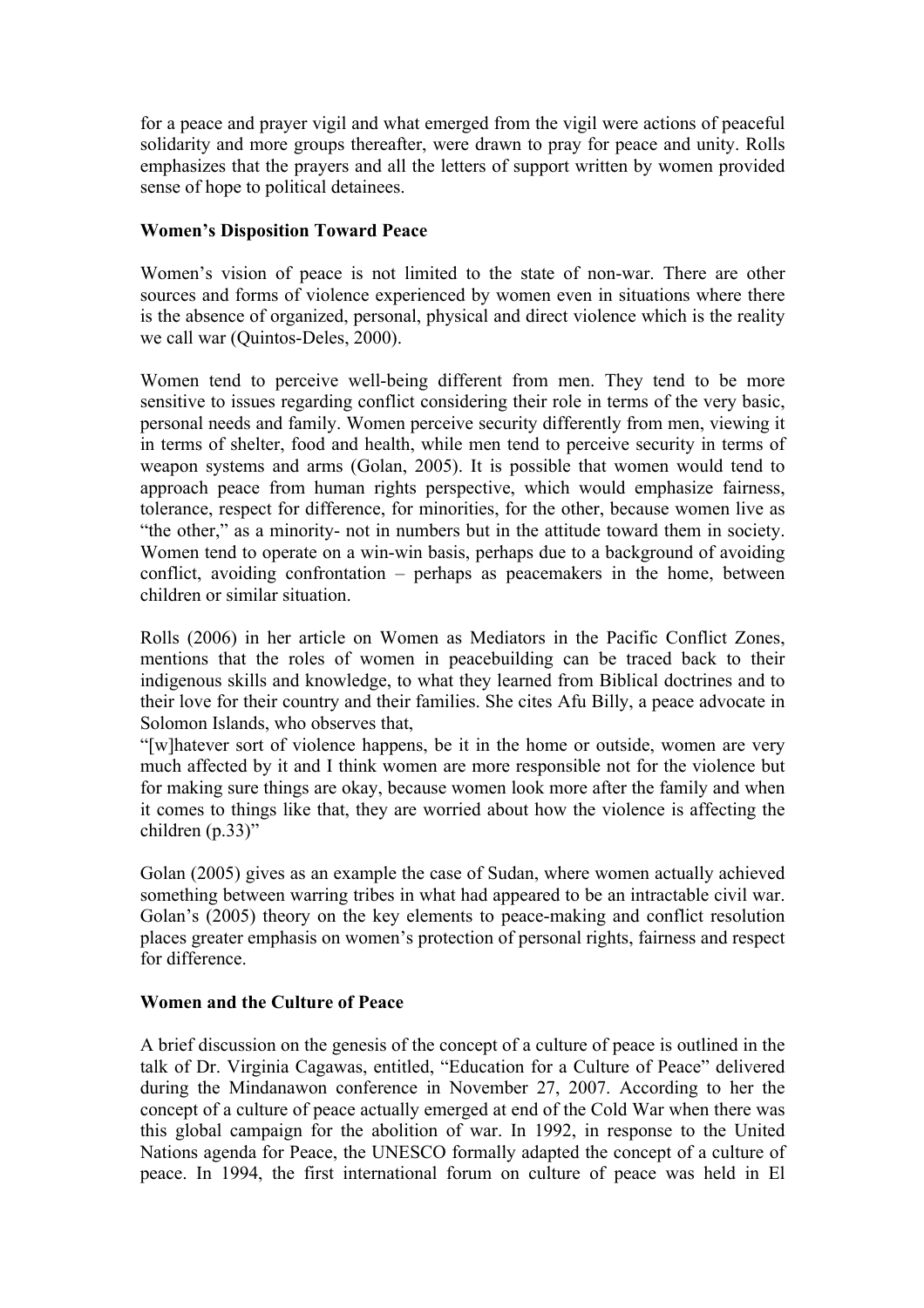for a peace and prayer vigil and what emerged from the vigil were actions of peaceful solidarity and more groups thereafter, were drawn to pray for peace and unity. Rolls emphasizes that the prayers and all the letters of support written by women provided sense of hope to political detainees.

**Women's Disposition Toward Peace**

Women's vision of peace is not limited to the state of non-war. There are other sources and forms of violence experienced by women even in situations where there is the absence of organized, personal, physical and direct violence which is the reality we call war (Quintos-Deles, 2000).

Women tend to perceive well-being different from men. They tend to be more sensitive to issues regarding conflict considering their role in terms of the very basic, personal needs and family. Women perceive security differently from men, viewing it in terms of shelter, food and health, while men tend to perceive security in terms of weapon systems and arms (Golan, 2005). It is possible that women would tend to approach peace from human rights perspective, which would emphasize fairness, tolerance, respect for difference, for minorities, for the other, because women live as "the other," as a minority- not in numbers but in the attitude toward them in society. Women tend to operate on a win-win basis, perhaps due to a background of avoiding conflict, avoiding confrontation – perhaps as peacemakers in the home, between children or similar situation.

Rolls (2006) in her article on Women as Mediators in the Pacific Conflict Zones, mentions that the roles of women in peacebuilding can be traced back to their indigenous skills and knowledge, to what they learned from Biblical doctrines and to their love for their country and their families. She cites Afu Billy, a peace advocate in Solomon Islands, who observes that,

"[w]hatever sort of violence happens, be it in the home or outside, women are very much affected by it and I think women are more responsible not for the violence but for making sure things are okay, because women look more after the family and when it comes to things like that, they are worried about how the violence is affecting the children (p.33)"

Golan (2005) gives as an example the case of Sudan, where women actually achieved something between warring tribes in what had appeared to be an intractable civil war. Golan's (2005) theory on the key elements to peace-making and conflict resolution places greater emphasis on women's protection of personal rights, fairness and respect for difference.

**Women and the Culture of Peace**

A brief discussion on the genesis of the concept of a culture of peace is outlined in the talk of Dr. Virginia Cagawas, entitled, "Education for a Culture of Peace" delivered during the Mindanawon conference in November 27, 2007. According to her the concept of a culture of peace actually emerged at end of the Cold War when there was this global campaign for the abolition of war. In 1992, in response to the United Nations agenda for Peace, the UNESCO formally adapted the concept of a culture of peace. In 1994, the first international forum on culture of peace was held in El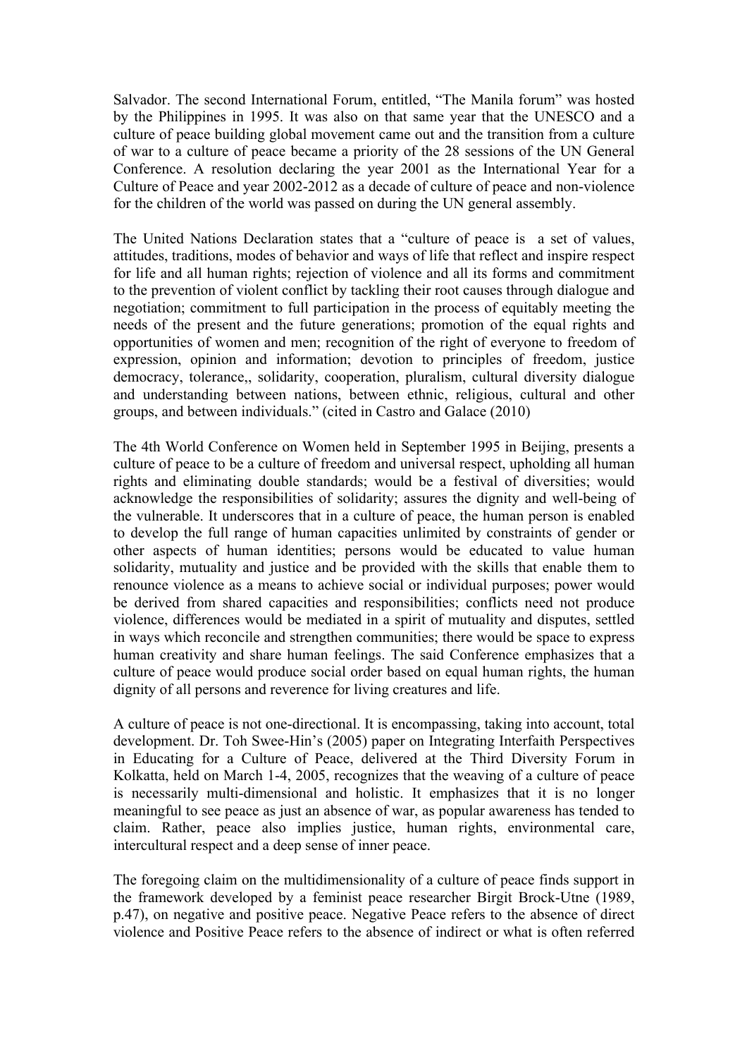Salvador. The second International Forum, entitled, "The Manila forum" was hosted by the Philippines in 1995. It was also on that same year that the UNESCO and a culture of peace building global movement came out and the transition from a culture of war to a culture of peace became a priority of the 28 sessions of the UN General Conference. A resolution declaring the year 2001 as the International Year for a Culture of Peace and year 2002-2012 as a decade of culture of peace and non-violence for the children of the world was passed on during the UN general assembly.

The United Nations Declaration states that a "culture of peace is a set of values, attitudes, traditions, modes of behavior and ways of life that reflect and inspire respect for life and all human rights; rejection of violence and all its forms and commitment to the prevention of violent conflict by tackling their root causes through dialogue and negotiation; commitment to full participation in the process of equitably meeting the needs of the present and the future generations; promotion of the equal rights and opportunities of women and men; recognition of the right of everyone to freedom of expression, opinion and information; devotion to principles of freedom, justice democracy, tolerance,, solidarity, cooperation, pluralism, cultural diversity dialogue and understanding between nations, between ethnic, religious, cultural and other groups, and between individuals." (cited in Castro and Galace (2010)

The 4th World Conference on Women held in September 1995 in Beijing, presents a culture of peace to be a culture of freedom and universal respect, upholding all human rights and eliminating double standards; would be a festival of diversities; would acknowledge the responsibilities of solidarity; assures the dignity and well-being of the vulnerable. It underscores that in a culture of peace, the human person is enabled to develop the full range of human capacities unlimited by constraints of gender or other aspects of human identities; persons would be educated to value human solidarity, mutuality and justice and be provided with the skills that enable them to renounce violence as a means to achieve social or individual purposes; power would be derived from shared capacities and responsibilities; conflicts need not produce violence, differences would be mediated in a spirit of mutuality and disputes, settled in ways which reconcile and strengthen communities; there would be space to express human creativity and share human feelings. The said Conference emphasizes that a culture of peace would produce social order based on equal human rights, the human dignity of all persons and reverence for living creatures and life.

A culture of peace is not one-directional. It is encompassing, taking into account, total development. Dr. Toh Swee-Hin's (2005) paper on Integrating Interfaith Perspectives in Educating for a Culture of Peace, delivered at the Third Diversity Forum in Kolkatta, held on March 1-4, 2005, recognizes that the weaving of a culture of peace is necessarily multi-dimensional and holistic. It emphasizes that it is no longer meaningful to see peace as just an absence of war, as popular awareness has tended to claim. Rather, peace also implies justice, human rights, environmental care, intercultural respect and a deep sense of inner peace.

The foregoing claim on the multidimensionality of a culture of peace finds support in the framework developed by a feminist peace researcher Birgit Brock-Utne (1989, p.47), on negative and positive peace. Negative Peace refers to the absence of direct violence and Positive Peace refers to the absence of indirect or what is often referred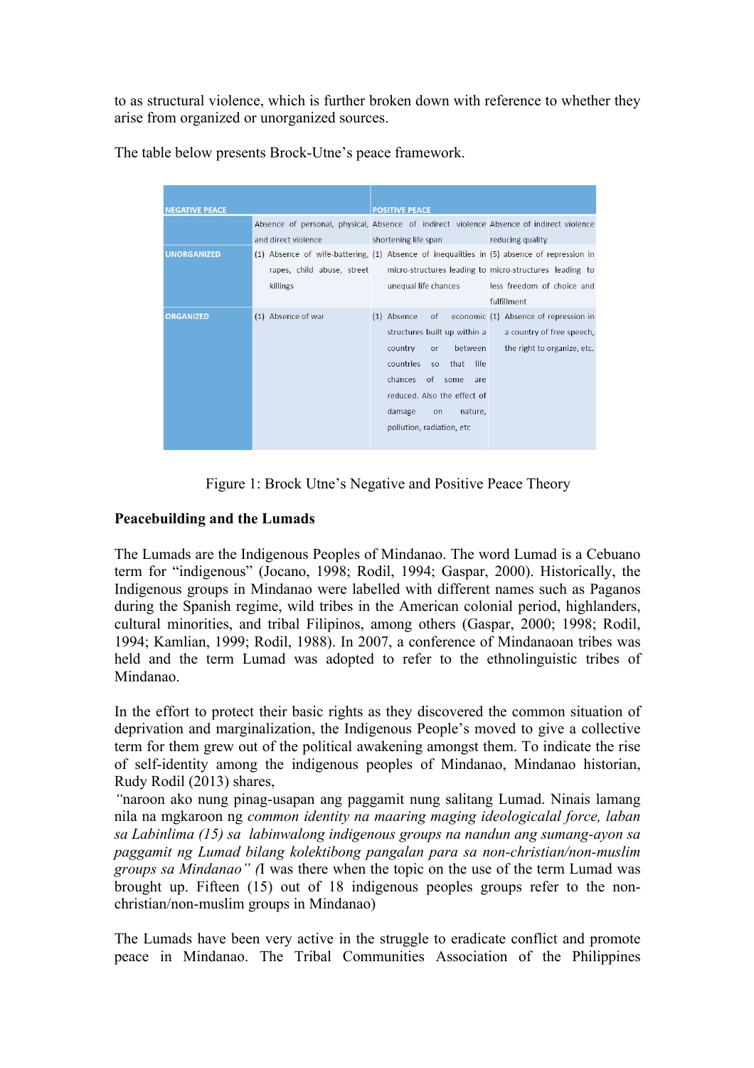to as structural violence, which is further broken down with reference to whether they arise from organized or unorganized sources.

The table below presents Brock-Utne's peace framework.

| NEGATIVE PEACE | | POSITIVE PEACE | |
|---|---|---|---|
| | Absence of personal, physical, and direct violence | Absence of indirect violence shortening life span | Absence of indirect violence reducing quality |
| UNORGANIZED | (1) Absence of wife-battering, rapes, child abuse, street killings | (1) Absence of inequalities in micro-structures leading to unequal life chances | (5) absence of repression in micro-structures leading to less freedom of choice and fulfillment |
| ORGANIZED | (1) Absence of war | (1) Absence of economic structures built up within a country or between countries so that life chances of some are reduced. Also the effect of damage on nature, pollution, radiation, etc | (1) Absence of repression in a country of free speech, the right to organize, etc. |

Figure 1: Brock Utne's Negative and Positive Peace Theory

**Peacebuilding and the Lumads**

The Lumads are the Indigenous Peoples of Mindanao. The word Lumad is a Cebuano term for "indigenous" (Jocano, 1998; Rodil, 1994; Gaspar, 2000). Historically, the Indigenous groups in Mindanao were labelled with different names such as Paganos during the Spanish regime, wild tribes in the American colonial period, highlanders, cultural minorities, and tribal Filipinos, among others (Gaspar, 2000; 1998; Rodil, 1994; Kamlian, 1999; Rodil, 1988). In 2007, a conference of Mindanaoan tribes was held and the term Lumad was adopted to refer to the ethnolinguistic tribes of Mindanao.

In the effort to protect their basic rights as they discovered the common situation of deprivation and marginalization, the Indigenous People's moved to give a collective term for them grew out of the political awakening amongst them. To indicate the rise of self-identity among the indigenous peoples of Mindanao, Mindanao historian, Rudy Rodil (2013) shares,
"naroon ako nung pinag-usapan ang paggamit nung salitang Lumad. Ninais lamang nila na mgkaroon ng *common identity na maaring maging ideologicalal force, laban sa Labinlima (15) sa labinwalong indigenous groups na nandun ang sumang-ayon sa paggamit ng Lumad bilang kolektibong pangalan para sa non-christian/non-muslim groups sa Mindanao" (*I was there when the topic on the use of the term Lumad was brought up. Fifteen (15) out of 18 indigenous peoples groups refer to the non-christian/non-muslim groups in Mindanao)

The Lumads have been very active in the struggle to eradicate conflict and promote peace in Mindanao. The Tribal Communities Association of the Philippines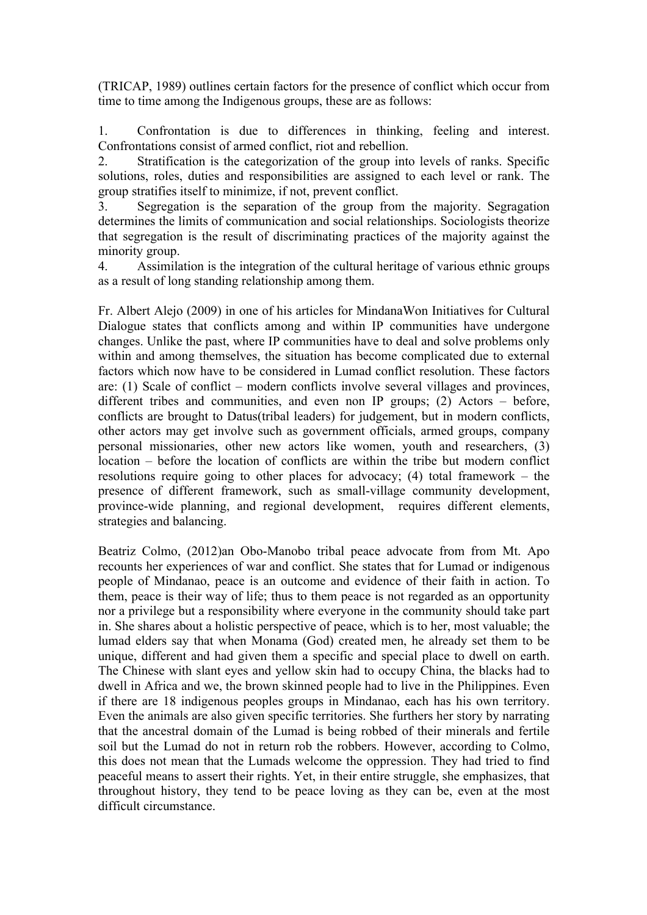(TRICAP, 1989) outlines certain factors for the presence of conflict which occur from time to time among the Indigenous groups, these are as follows:

1. Confrontation is due to differences in thinking, feeling and interest. Confrontations consist of armed conflict, riot and rebellion.
2. Stratification is the categorization of the group into levels of ranks. Specific solutions, roles, duties and responsibilities are assigned to each level or rank. The group stratifies itself to minimize, if not, prevent conflict.
3. Segregation is the separation of the group from the majority. Segragation determines the limits of communication and social relationships. Sociologists theorize that segregation is the result of discriminating practices of the majority against the minority group.
4. Assimilation is the integration of the cultural heritage of various ethnic groups as a result of long standing relationship among them.

Fr. Albert Alejo (2009) in one of his articles for MindanaWon Initiatives for Cultural Dialogue states that conflicts among and within IP communities have undergone changes. Unlike the past, where IP communities have to deal and solve problems only within and among themselves, the situation has become complicated due to external factors which now have to be considered in Lumad conflict resolution. These factors are: (1) Scale of conflict – modern conflicts involve several villages and provinces, different tribes and communities, and even non IP groups; (2) Actors – before, conflicts are brought to Datus(tribal leaders) for judgement, but in modern conflicts, other actors may get involve such as government officials, armed groups, company personal missionaries, other new actors like women, youth and researchers, (3) location – before the location of conflicts are within the tribe but modern conflict resolutions require going to other places for advocacy; (4) total framework – the presence of different framework, such as small-village community development, province-wide planning, and regional development, requires different elements, strategies and balancing.

Beatriz Colmo, (2012)an Obo-Manobo tribal peace advocate from from Mt. Apo recounts her experiences of war and conflict. She states that for Lumad or indigenous people of Mindanao, peace is an outcome and evidence of their faith in action. To them, peace is their way of life; thus to them peace is not regarded as an opportunity nor a privilege but a responsibility where everyone in the community should take part in. She shares about a holistic perspective of peace, which is to her, most valuable; the lumad elders say that when Monama (God) created men, he already set them to be unique, different and had given them a specific and special place to dwell on earth. The Chinese with slant eyes and yellow skin had to occupy China, the blacks had to dwell in Africa and we, the brown skinned people had to live in the Philippines. Even if there are 18 indigenous peoples groups in Mindanao, each has his own territory. Even the animals are also given specific territories. She furthers her story by narrating that the ancestral domain of the Lumad is being robbed of their minerals and fertile soil but the Lumad do not in return rob the robbers. However, according to Colmo, this does not mean that the Lumads welcome the oppression. They had tried to find peaceful means to assert their rights. Yet, in their entire struggle, she emphasizes, that throughout history, they tend to be peace loving as they can be, even at the most difficult circumstance.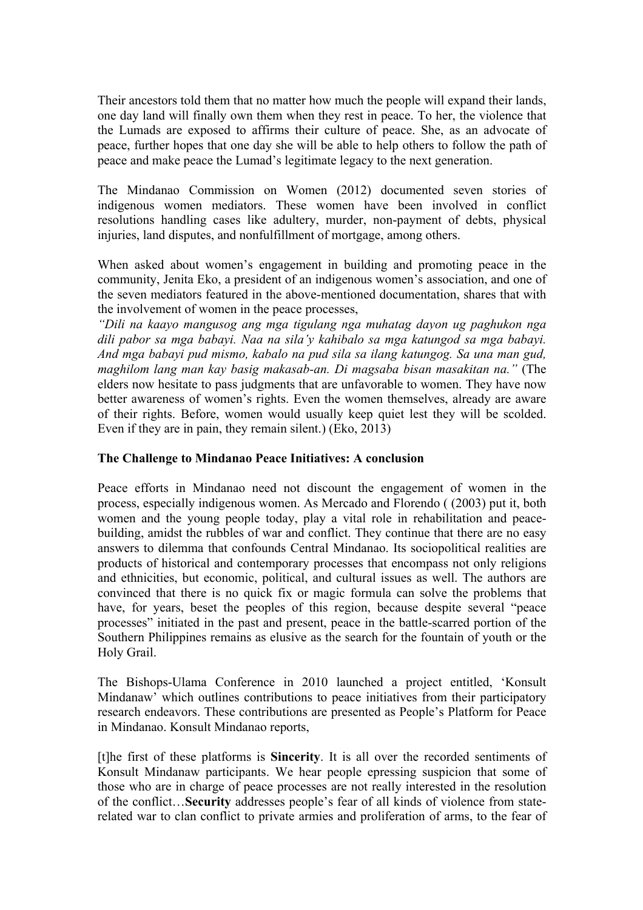Their ancestors told them that no matter how much the people will expand their lands, one day land will finally own them when they rest in peace. To her, the violence that the Lumads are exposed to affirms their culture of peace. She, as an advocate of peace, further hopes that one day she will be able to help others to follow the path of peace and make peace the Lumad's legitimate legacy to the next generation.

The Mindanao Commission on Women (2012) documented seven stories of indigenous women mediators. These women have been involved in conflict resolutions handling cases like adultery, murder, non-payment of debts, physical injuries, land disputes, and nonfulfillment of mortgage, among others.

When asked about women's engagement in building and promoting peace in the community, Jenita Eko, a president of an indigenous women's association, and one of the seven mediators featured in the above-mentioned documentation, shares that with the involvement of women in the peace processes,
*"Dili na kaayo mangusog ang mga tigulang nga muhatag dayon ug paghukon nga dili pabor sa mga babayi. Naa na sila'y kahibalo sa mga katungod sa mga babayi. And mga babayi pud mismo, kabalo na pud sila sa ilang katungog. Sa una man gud, maghilom lang man kay basig makasab-an. Di magsaba bisan masakitan na."* (The elders now hesitate to pass judgments that are unfavorable to women. They have now better awareness of women's rights. Even the women themselves, already are aware of their rights. Before, women would usually keep quiet lest they will be scolded. Even if they are in pain, they remain silent.) (Eko, 2013)

**The Challenge to Mindanao Peace Initiatives: A conclusion**

Peace efforts in Mindanao need not discount the engagement of women in the process, especially indigenous women. As Mercado and Florendo ( (2003) put it, both women and the young people today, play a vital role in rehabilitation and peace-building, amidst the rubbles of war and conflict. They continue that there are no easy answers to dilemma that confounds Central Mindanao. Its sociopolitical realities are products of historical and contemporary processes that encompass not only religions and ethnicities, but economic, political, and cultural issues as well. The authors are convinced that there is no quick fix or magic formula can solve the problems that have, for years, beset the peoples of this region, because despite several "peace processes" initiated in the past and present, peace in the battle-scarred portion of the Southern Philippines remains as elusive as the search for the fountain of youth or the Holy Grail.

The Bishops-Ulama Conference in 2010 launched a project entitled, 'Konsult Mindanaw' which outlines contributions to peace initiatives from their participatory research endeavors. These contributions are presented as People's Platform for Peace in Mindanao. Konsult Mindanao reports,

[t]he first of these platforms is **Sincerity**. It is all over the recorded sentiments of Konsult Mindanaw participants. We hear people epressing suspicion that some of those who are in charge of peace processes are not really interested in the resolution of the conflict…**Security** addresses people's fear of all kinds of violence from state-related war to clan conflict to private armies and proliferation of arms, to the fear of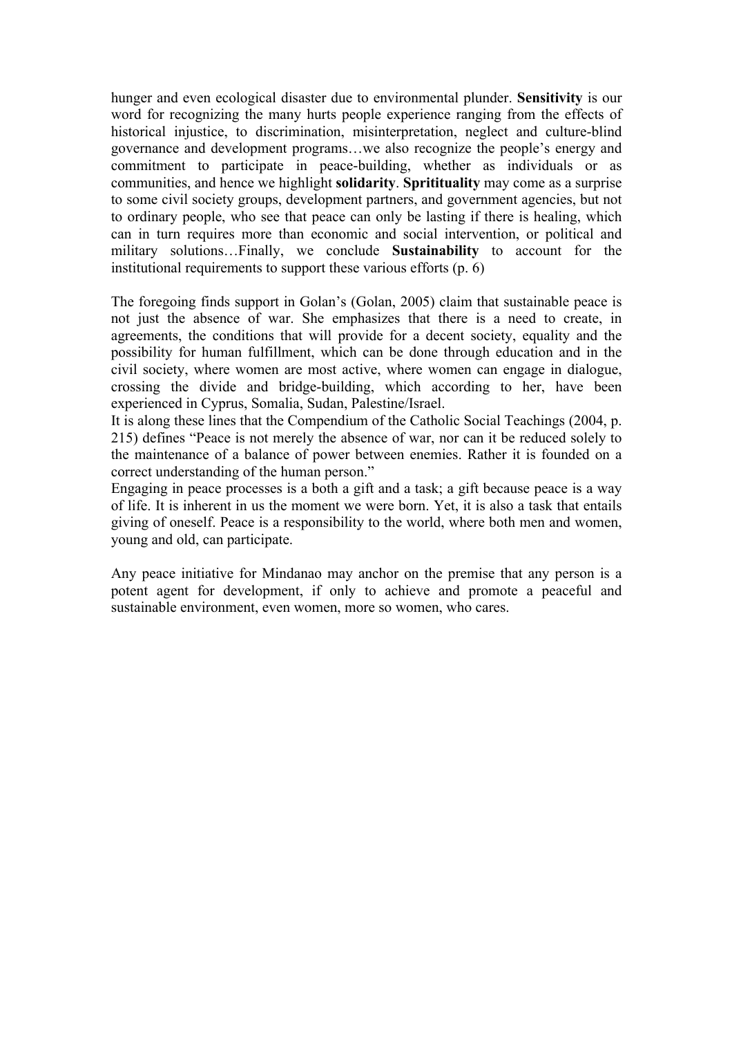hunger and even ecological disaster due to environmental plunder. **Sensitivity** is our word for recognizing the many hurts people experience ranging from the effects of historical injustice, to discrimination, misinterpretation, neglect and culture-blind governance and development programs…we also recognize the people's energy and commitment to participate in peace-building, whether as individuals or as communities, and hence we highlight **solidarity**. **Sprituality** may come as a surprise to some civil society groups, development partners, and government agencies, but not to ordinary people, who see that peace can only be lasting if there is healing, which can in turn requires more than economic and social intervention, or political and military solutions…Finally, we conclude **Sustainability** to account for the institutional requirements to support these various efforts (p. 6)

The foregoing finds support in Golan's (Golan, 2005) claim that sustainable peace is not just the absence of war. She emphasizes that there is a need to create, in agreements, the conditions that will provide for a decent society, equality and the possibility for human fulfillment, which can be done through education and in the civil society, where women are most active, where women can engage in dialogue, crossing the divide and bridge-building, which according to her, have been experienced in Cyprus, Somalia, Sudan, Palestine/Israel.

It is along these lines that the Compendium of the Catholic Social Teachings (2004, p. 215) defines "Peace is not merely the absence of war, nor can it be reduced solely to the maintenance of a balance of power between enemies. Rather it is founded on a correct understanding of the human person."

Engaging in peace processes is a both a gift and a task; a gift because peace is a way of life. It is inherent in us the moment we were born. Yet, it is also a task that entails giving of oneself. Peace is a responsibility to the world, where both men and women, young and old, can participate.

Any peace initiative for Mindanao may anchor on the premise that any person is a potent agent for development, if only to achieve and promote a peaceful and sustainable environment, even women, more so women, who cares.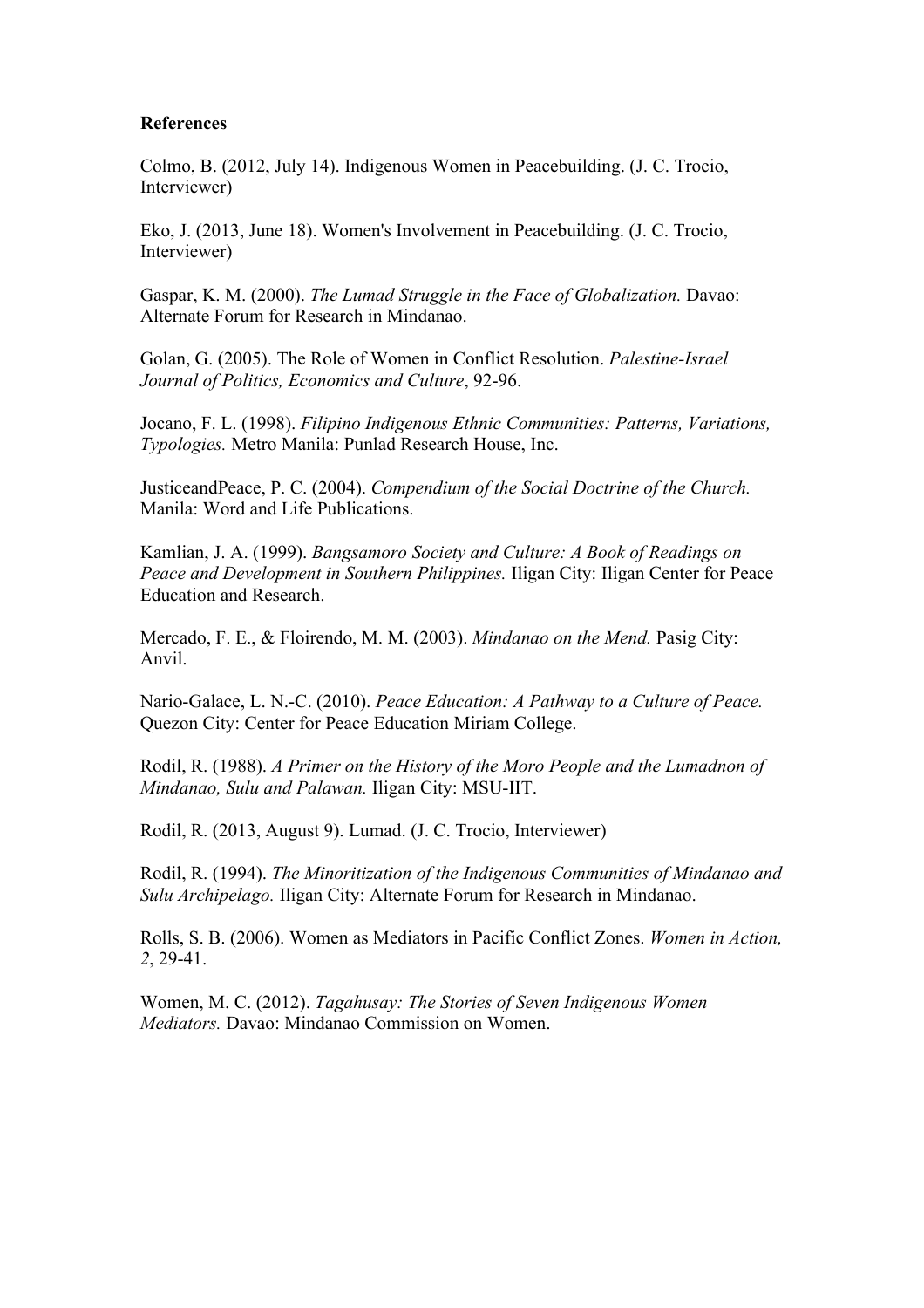**References**

Colmo, B. (2012, July 14). Indigenous Women in Peacebuilding. (J. C. Trocio, Interviewer)

Eko, J. (2013, June 18). Women's Involvement in Peacebuilding. (J. C. Trocio, Interviewer)

Gaspar, K. M. (2000). *The Lumad Struggle in the Face of Globalization.* Davao: Alternate Forum for Research in Mindanao.

Golan, G. (2005). The Role of Women in Conflict Resolution. *Palestine-Israel Journal of Politics, Economics and Culture*, 92-96.

Jocano, F. L. (1998). *Filipino Indigenous Ethnic Communities: Patterns, Variations, Typologies.* Metro Manila: Punlad Research House, Inc.

JusticeandPeace, P. C. (2004). *Compendium of the Social Doctrine of the Church.* Manila: Word and Life Publications.

Kamlian, J. A. (1999). *Bangsamoro Society and Culture: A Book of Readings on Peace and Development in Southern Philippines.* Iligan City: Iligan Center for Peace Education and Research.

Mercado, F. E., & Floirendo, M. M. (2003). *Mindanao on the Mend.* Pasig City: Anvil.

Nario-Galace, L. N.-C. (2010). *Peace Education: A Pathway to a Culture of Peace.* Quezon City: Center for Peace Education Miriam College.

Rodil, R. (1988). *A Primer on the History of the Moro People and the Lumadnon of Mindanao, Sulu and Palawan.* Iligan City: MSU-IIT.

Rodil, R. (2013, August 9). Lumad. (J. C. Trocio, Interviewer)

Rodil, R. (1994). *The Minoritization of the Indigenous Communities of Mindanao and Sulu Archipelago.* Iligan City: Alternate Forum for Research in Mindanao.

Rolls, S. B. (2006). Women as Mediators in Pacific Conflict Zones. *Women in Action, 2*, 29-41.

Women, M. C. (2012). *Tagahusay: The Stories of Seven Indigenous Women Mediators.* Davao: Mindanao Commission on Women.